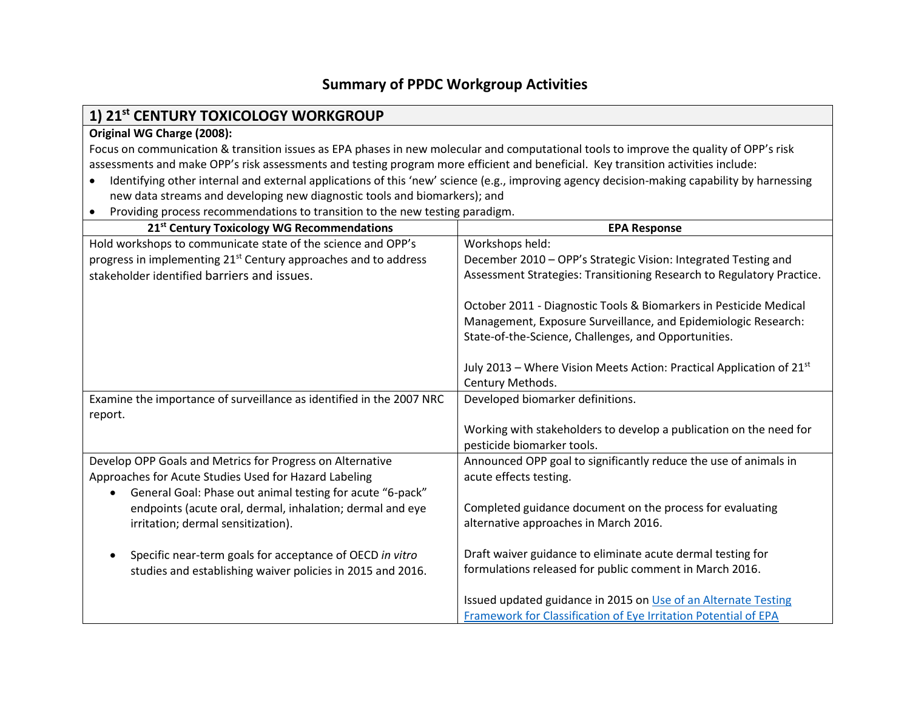# Summary of PPDC Workgroup Activities

## 1) 21st CENTURY TOXICOLOGY WORKGROUP

**Original WG Charge (2008):**

Focus on communication & transition issues as EPA phases in new molecular and computational tools to improve the quality of OPP's risk assessments and make OPP's risk assessments and testing program more efficient and beneficial. Key transition activities include:

- Identifying other internal and external applications of this 'new' science (e.g., improving agency decision-making capability by harnessing new data streams and developing new diagnostic tools and biomarkers); and
- Providing process recommendations to transition to the new testing paradigm.

| 21st Century Toxicology WG Recommendations | EPA Response |
|---|---|
| Hold workshops to communicate state of the science and OPP's progress in implementing 21st Century approaches and to address stakeholder identified barriers and issues. | Workshops held:<br>December 2010 – OPP's Strategic Vision: Integrated Testing and Assessment Strategies: Transitioning Research to Regulatory Practice.<br><br>October 2011 - Diagnostic Tools & Biomarkers in Pesticide Medical Management, Exposure Surveillance, and Epidemiologic Research: State-of-the-Science, Challenges, and Opportunities.<br><br>July 2013 – Where Vision Meets Action: Practical Application of 21st Century Methods. |
| Examine the importance of surveillance as identified in the 2007 NRC report. | Developed biomarker definitions.<br><br>Working with stakeholders to develop a publication on the need for pesticide biomarker tools. |
| Develop OPP Goals and Metrics for Progress on Alternative Approaches for Acute Studies Used for Hazard Labeling<br>• General Goal: Phase out animal testing for acute "6-pack" endpoints (acute oral, dermal, inhalation; dermal and eye irritation; dermal sensitization).<br><br>• Specific near-term goals for acceptance of OECD *in vitro* studies and establishing waiver policies in 2015 and 2016. | Announced OPP goal to significantly reduce the use of animals in acute effects testing.<br><br>Completed guidance document on the process for evaluating alternative approaches in March 2016.<br><br>Draft waiver guidance to eliminate acute dermal testing for formulations released for public comment in March 2016.<br><br>Issued updated guidance in 2015 on Use of an Alternate Testing Framework for Classification of Eye Irritation Potential of EPA |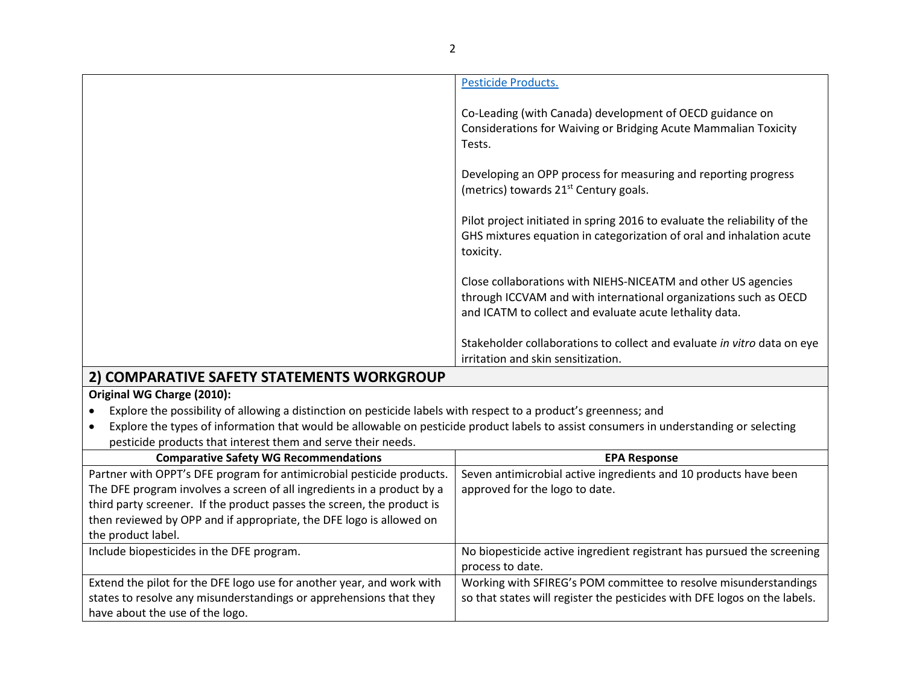| | |
|---|---|
| | [Pesticide Products.](#)<br><br>Co-Leading (with Canada) development of OECD guidance on Considerations for Waiving or Bridging Acute Mammalian Toxicity Tests.<br><br>Developing an OPP process for measuring and reporting progress (metrics) towards 21st Century goals.<br><br>Pilot project initiated in spring 2016 to evaluate the reliability of the GHS mixtures equation in categorization of oral and inhalation acute toxicity.<br><br>Close collaborations with NIEHS-NICEATM and other US agencies through ICCVAM and with international organizations such as OECD and ICATM to collect and evaluate acute lethality data.<br><br>Stakeholder collaborations to collect and evaluate *in vitro* data on eye irritation and skin sensitization. |

## 2) COMPARATIVE SAFETY STATEMENTS WORKGROUP

**Original WG Charge (2010):**

- Explore the possibility of allowing a distinction on pesticide labels with respect to a product's greenness; and
- Explore the types of information that would be allowable on pesticide product labels to assist consumers in understanding or selecting pesticide products that interest them and serve their needs.

| Comparative Safety WG Recommendations | EPA Response |
|---|---|
| Partner with OPPT's DFE program for antimicrobial pesticide products. The DFE program involves a screen of all ingredients in a product by a third party screener. If the product passes the screen, the product is then reviewed by OPP and if appropriate, the DFE logo is allowed on the product label. | Seven antimicrobial active ingredients and 10 products have been approved for the logo to date. |
| Include biopesticides in the DFE program. | No biopesticide active ingredient registrant has pursued the screening process to date. |
| Extend the pilot for the DFE logo use for another year, and work with states to resolve any misunderstandings or apprehensions that they have about the use of the logo. | Working with SFIREG's POM committee to resolve misunderstandings so that states will register the pesticides with DFE logos on the labels. |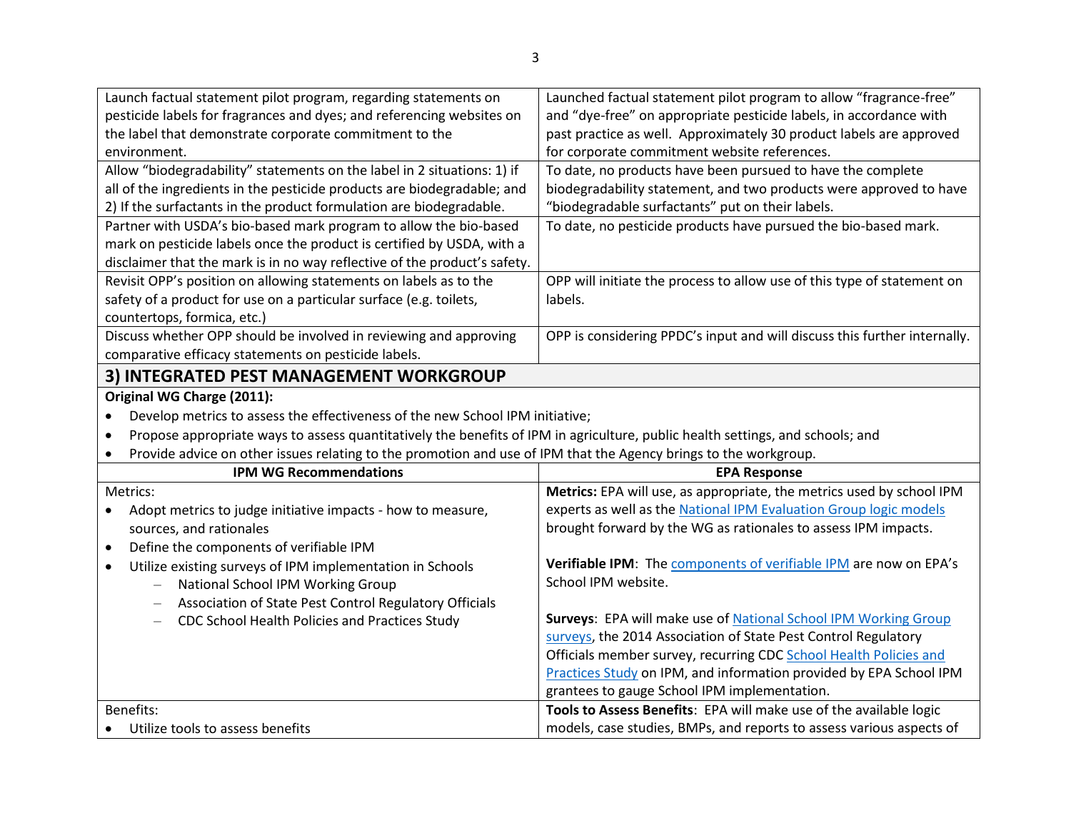| | |
|---|---|
| Launch factual statement pilot program, regarding statements on pesticide labels for fragrances and dyes; and referencing websites on the label that demonstrate corporate commitment to the environment. | Launched factual statement pilot program to allow "fragrance-free" and "dye-free" on appropriate pesticide labels, in accordance with past practice as well. Approximately 30 product labels are approved for corporate commitment website references. |
| Allow "biodegradability" statements on the label in 2 situations: 1) if all of the ingredients in the pesticide products are biodegradable; and 2) If the surfactants in the product formulation are biodegradable. | To date, no products have been pursued to have the complete biodegradability statement, and two products were approved to have "biodegradable surfactants" put on their labels. |
| Partner with USDA's bio-based mark program to allow the bio-based mark on pesticide labels once the product is certified by USDA, with a disclaimer that the mark is in no way reflective of the product's safety. | To date, no pesticide products have pursued the bio-based mark. |
| Revisit OPP's position on allowing statements on labels as to the safety of a product for use on a particular surface (e.g. toilets, countertops, formica, etc.) | OPP will initiate the process to allow use of this type of statement on labels. |
| Discuss whether OPP should be involved in reviewing and approving comparative efficacy statements on pesticide labels. | OPP is considering PPDC's input and will discuss this further internally. |

## 3) INTEGRATED PEST MANAGEMENT WORKGROUP

**Original WG Charge (2011):**

- Develop metrics to assess the effectiveness of the new School IPM initiative;
- Propose appropriate ways to assess quantitatively the benefits of IPM in agriculture, public health settings, and schools; and
- Provide advice on other issues relating to the promotion and use of IPM that the Agency brings to the workgroup.

| IPM WG Recommendations | EPA Response |
|---|---|
| Metrics:<br>• Adopt metrics to judge initiative impacts - how to measure, sources, and rationales<br>• Define the components of verifiable IPM<br>• Utilize existing surveys of IPM implementation in Schools<br>  – National School IPM Working Group<br>  – Association of State Pest Control Regulatory Officials<br>  – CDC School Health Policies and Practices Study | **Metrics:** EPA will use, as appropriate, the metrics used by school IPM experts as well as the National IPM Evaluation Group logic models brought forward by the WG as rationales to assess IPM impacts.<br><br>**Verifiable IPM**: The components of verifiable IPM are now on EPA's School IPM website.<br><br>**Surveys**: EPA will make use of National School IPM Working Group surveys, the 2014 Association of State Pest Control Regulatory Officials member survey, recurring CDC School Health Policies and Practices Study on IPM, and information provided by EPA School IPM grantees to gauge School IPM implementation. |
| Benefits:<br>• Utilize tools to assess benefits | **Tools to Assess Benefits**: EPA will make use of the available logic models, case studies, BMPs, and reports to assess various aspects of |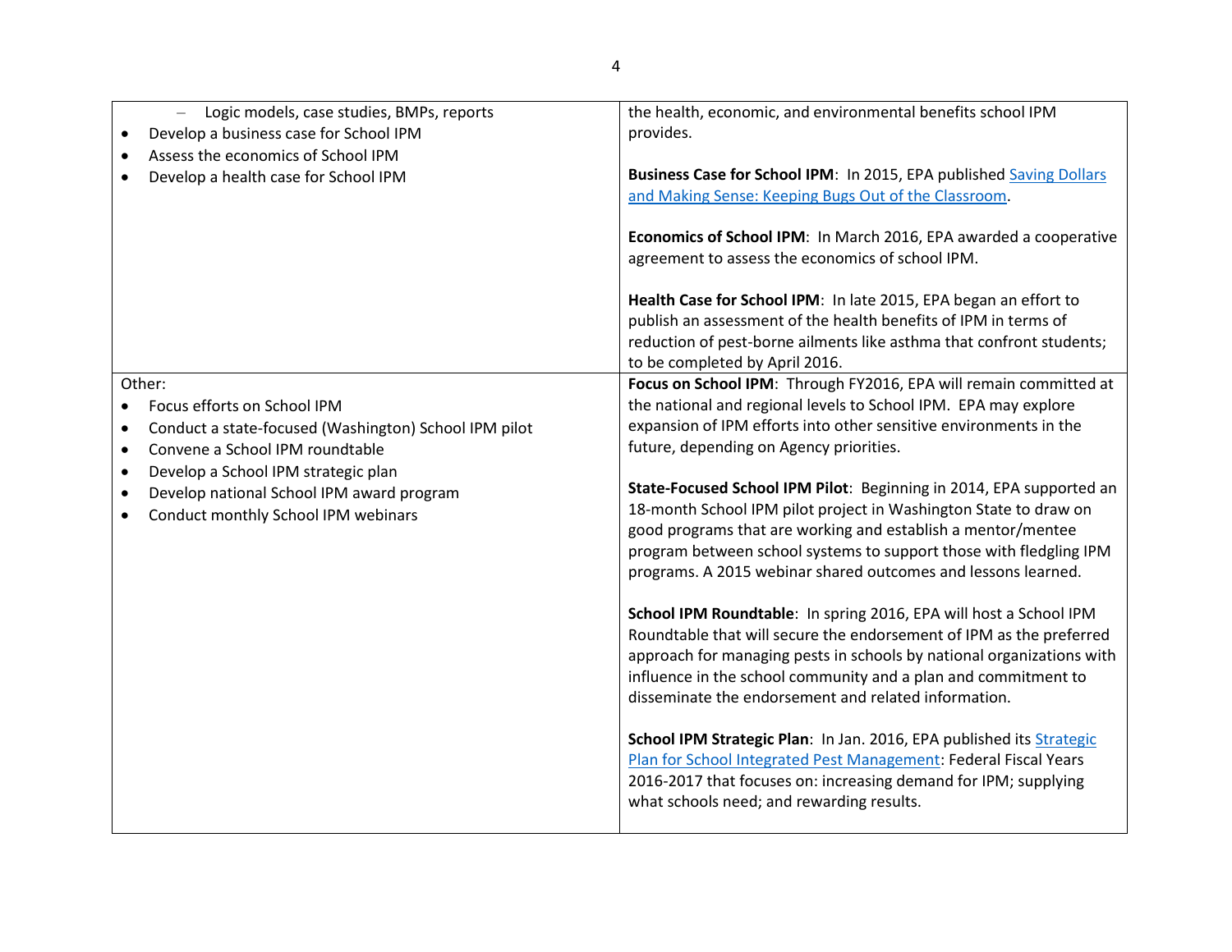| | |
|---|---|
| – Logic models, case studies, BMPs, reports<br>• Develop a business case for School IPM<br>• Assess the economics of School IPM<br>• Develop a health case for School IPM | the health, economic, and environmental benefits school IPM provides.<br><br>**Business Case for School IPM**: In 2015, EPA published Saving Dollars and Making Sense: Keeping Bugs Out of the Classroom.<br><br>**Economics of School IPM**: In March 2016, EPA awarded a cooperative agreement to assess the economics of school IPM.<br><br>**Health Case for School IPM**: In late 2015, EPA began an effort to publish an assessment of the health benefits of IPM in terms of reduction of pest-borne ailments like asthma that confront students; to be completed by April 2016. |
| Other:<br>• Focus efforts on School IPM<br>• Conduct a state-focused (Washington) School IPM pilot<br>• Convene a School IPM roundtable<br>• Develop a School IPM strategic plan<br>• Develop national School IPM award program<br>• Conduct monthly School IPM webinars | **Focus on School IPM**: Through FY2016, EPA will remain committed at the national and regional levels to School IPM. EPA may explore expansion of IPM efforts into other sensitive environments in the future, depending on Agency priorities.<br><br>**State-Focused School IPM Pilot**: Beginning in 2014, EPA supported an 18-month School IPM pilot project in Washington State to draw on good programs that are working and establish a mentor/mentee program between school systems to support those with fledgling IPM programs. A 2015 webinar shared outcomes and lessons learned.<br><br>**School IPM Roundtable**: In spring 2016, EPA will host a School IPM Roundtable that will secure the endorsement of IPM as the preferred approach for managing pests in schools by national organizations with influence in the school community and a plan and commitment to disseminate the endorsement and related information.<br><br>**School IPM Strategic Plan**: In Jan. 2016, EPA published its Strategic Plan for School Integrated Pest Management: Federal Fiscal Years 2016-2017 that focuses on: increasing demand for IPM; supplying what schools need; and rewarding results. |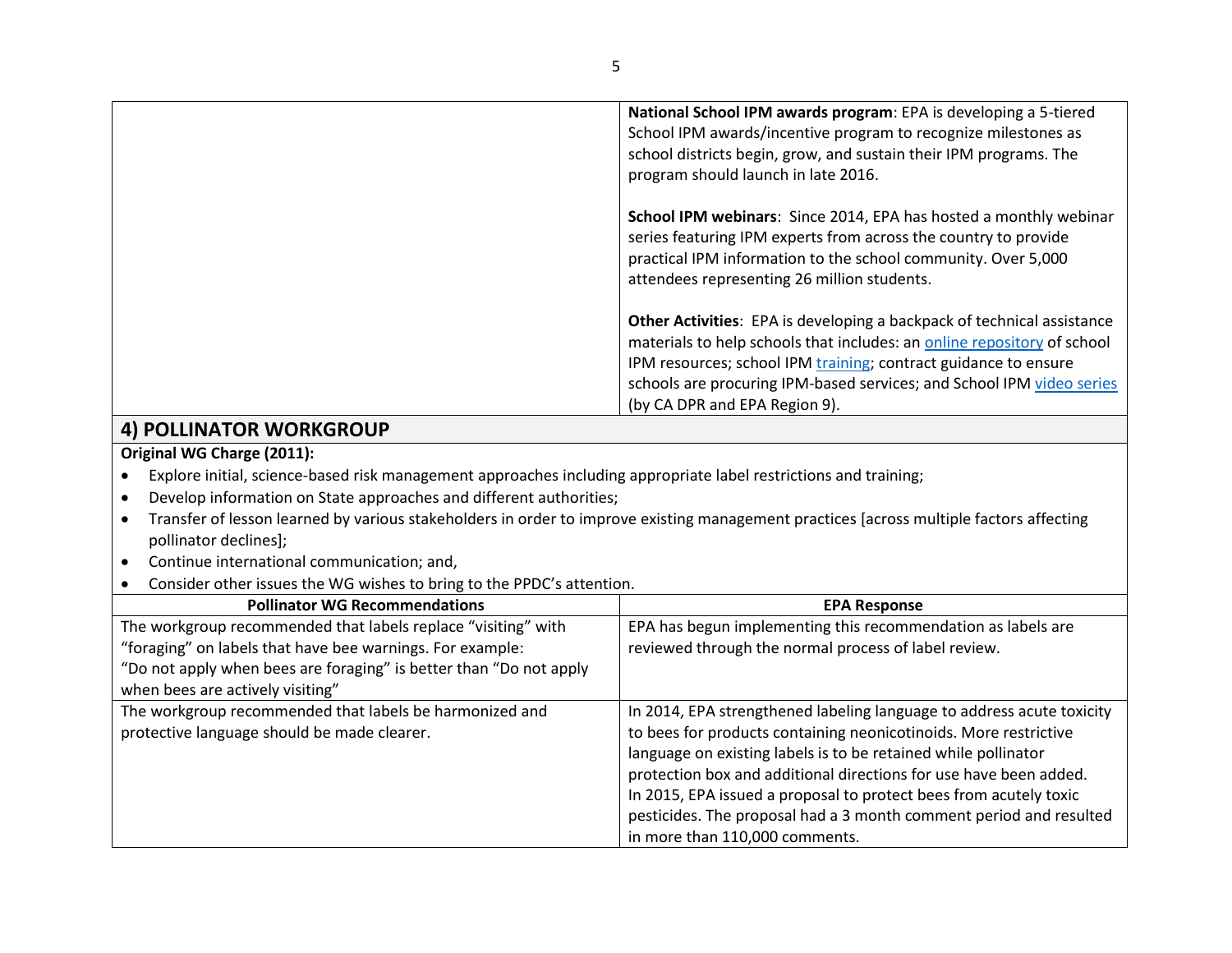| | |
|---|---|
| | **National School IPM awards program**: EPA is developing a 5-tiered School IPM awards/incentive program to recognize milestones as school districts begin, grow, and sustain their IPM programs. The program should launch in late 2016.<br><br>**School IPM webinars**: Since 2014, EPA has hosted a monthly webinar series featuring IPM experts from across the country to provide practical IPM information to the school community. Over 5,000 attendees representing 26 million students.<br><br>**Other Activities**: EPA is developing a backpack of technical assistance materials to help schools that includes: an online repository of school IPM resources; school IPM training; contract guidance to ensure schools are procuring IPM-based services; and School IPM video series (by CA DPR and EPA Region 9). |

## 4) POLLINATOR WORKGROUP

**Original WG Charge (2011):**

- Explore initial, science-based risk management approaches including appropriate label restrictions and training;
- Develop information on State approaches and different authorities;
- Transfer of lesson learned by various stakeholders in order to improve existing management practices [across multiple factors affecting pollinator declines];
- Continue international communication; and,
- Consider other issues the WG wishes to bring to the PPDC's attention.

| Pollinator WG Recommendations | EPA Response |
|---|---|
| The workgroup recommended that labels replace "visiting" with "foraging" on labels that have bee warnings. For example: "Do not apply when bees are foraging" is better than "Do not apply when bees are actively visiting" | EPA has begun implementing this recommendation as labels are reviewed through the normal process of label review. |
| The workgroup recommended that labels be harmonized and protective language should be made clearer. | In 2014, EPA strengthened labeling language to address acute toxicity to bees for products containing neonicotinoids. More restrictive language on existing labels is to be retained while pollinator protection box and additional directions for use have been added. In 2015, EPA issued a proposal to protect bees from acutely toxic pesticides. The proposal had a 3 month comment period and resulted in more than 110,000 comments. |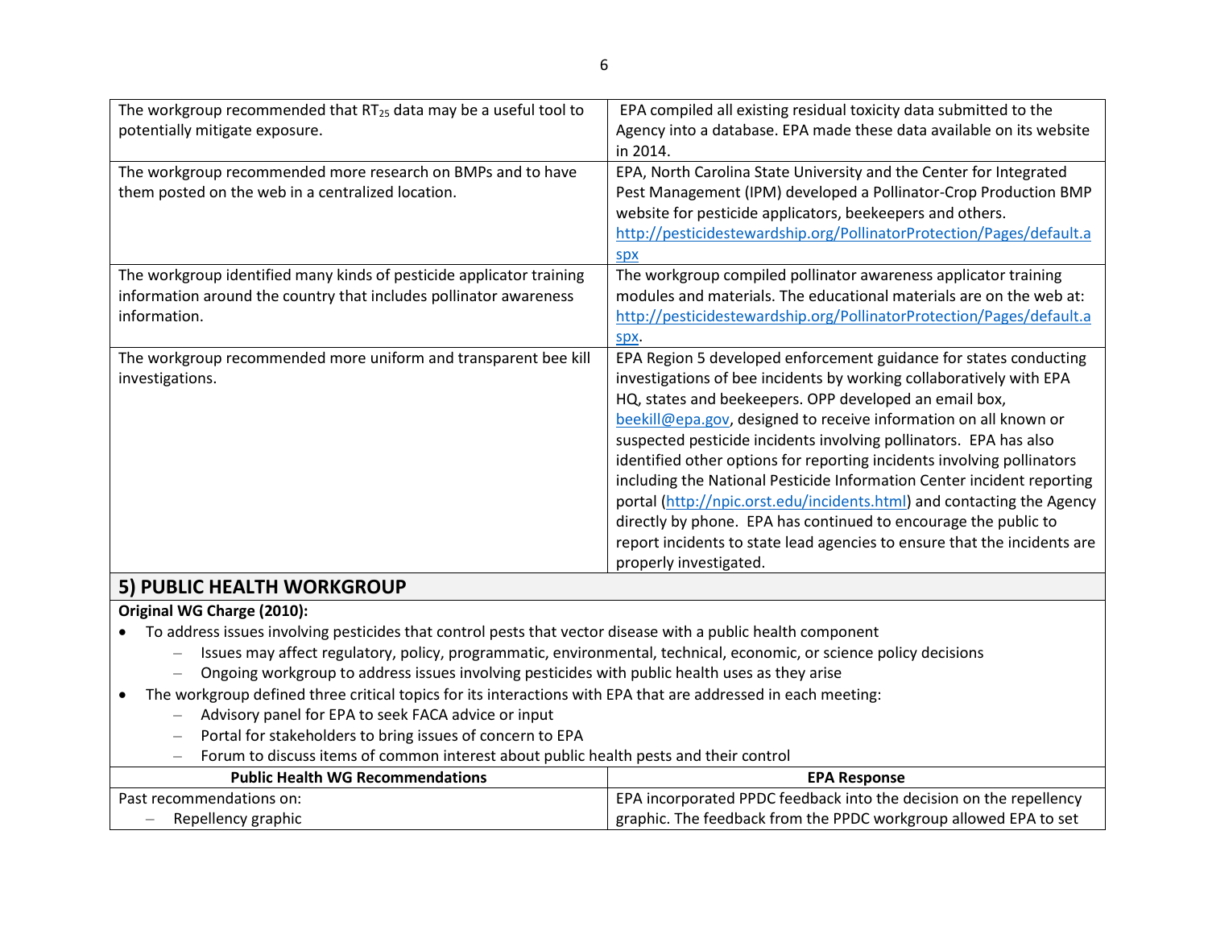| | |
|---|---|
| The workgroup recommended that $RT_{25}$ data may be a useful tool to potentially mitigate exposure. | EPA compiled all existing residual toxicity data submitted to the Agency into a database. EPA made these data available on its website in 2014. |
| The workgroup recommended more research on BMPs and to have them posted on the web in a centralized location. | EPA, North Carolina State University and the Center for Integrated Pest Management (IPM) developed a Pollinator-Crop Production BMP website for pesticide applicators, beekeepers and others. http://pesticidestewardship.org/PollinatorProtection/Pages/default.aspx |
| The workgroup identified many kinds of pesticide applicator training information around the country that includes pollinator awareness information. | The workgroup compiled pollinator awareness applicator training modules and materials. The educational materials are on the web at: http://pesticidestewardship.org/PollinatorProtection/Pages/default.aspx. |
| The workgroup recommended more uniform and transparent bee kill investigations. | EPA Region 5 developed enforcement guidance for states conducting investigations of bee incidents by working collaboratively with EPA HQ, states and beekeepers. OPP developed an email box, beekill@epa.gov, designed to receive information on all known or suspected pesticide incidents involving pollinators. EPA has also identified other options for reporting incidents involving pollinators including the National Pesticide Information Center incident reporting portal (http://npic.orst.edu/incidents.html) and contacting the Agency directly by phone. EPA has continued to encourage the public to report incidents to state lead agencies to ensure that the incidents are properly investigated. |

## 5) PUBLIC HEALTH WORKGROUP

**Original WG Charge (2010):**

- To address issues involving pesticides that control pests that vector disease with a public health component
  - Issues may affect regulatory, policy, programmatic, environmental, technical, economic, or science policy decisions
  - Ongoing workgroup to address issues involving pesticides with public health uses as they arise
- The workgroup defined three critical topics for its interactions with EPA that are addressed in each meeting:
  - Advisory panel for EPA to seek FACA advice or input
  - Portal for stakeholders to bring issues of concern to EPA
  - Forum to discuss items of common interest about public health pests and their control

| Public Health WG Recommendations | EPA Response |
|---|---|
| Past recommendations on:<br>– Repellency graphic | EPA incorporated PPDC feedback into the decision on the repellency graphic. The feedback from the PPDC workgroup allowed EPA to set |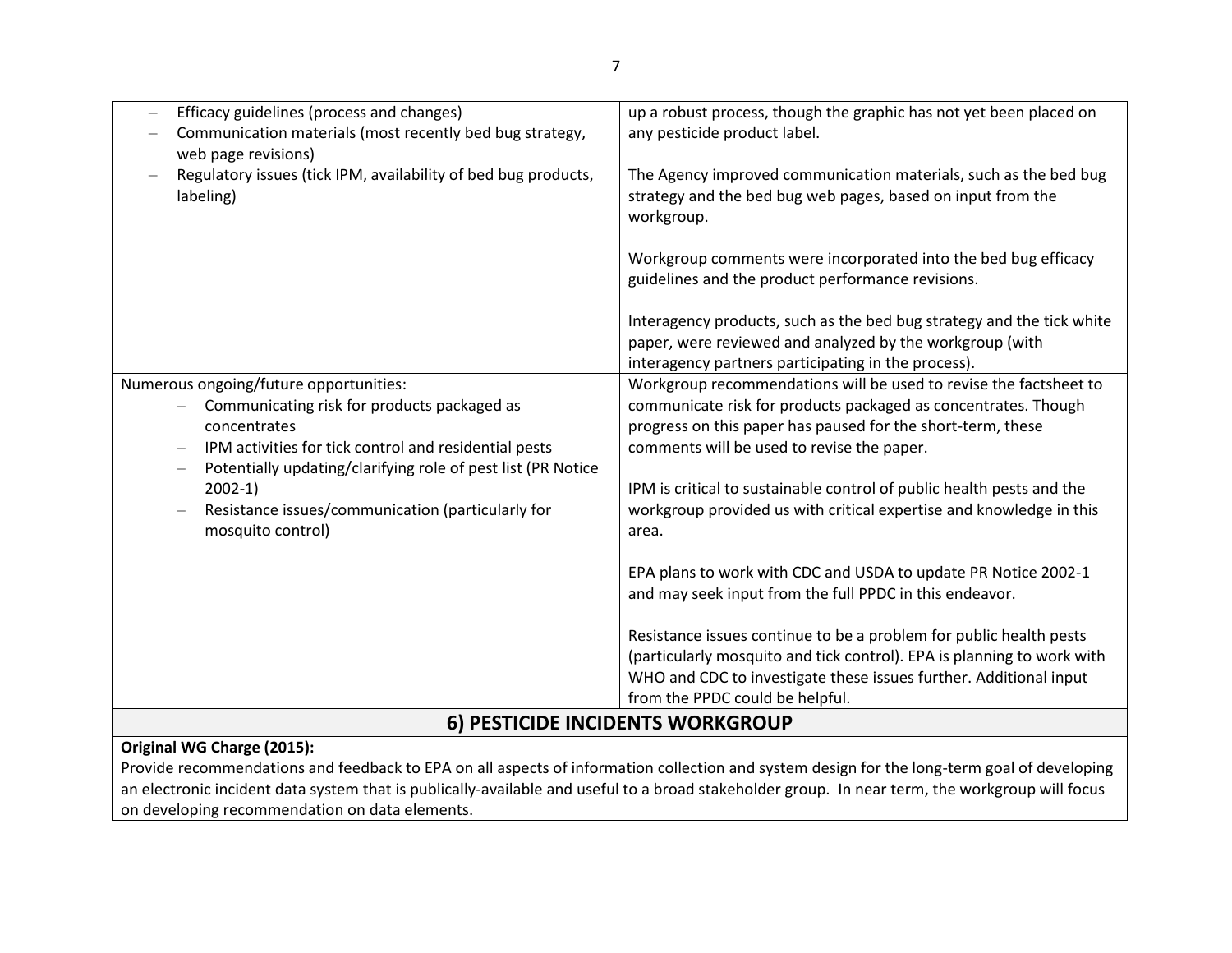| | |
|---|---|
| – Efficacy guidelines (process and changes)<br>– Communication materials (most recently bed bug strategy, web page revisions)<br>– Regulatory issues (tick IPM, availability of bed bug products, labeling) | up a robust process, though the graphic has not yet been placed on any pesticide product label.<br><br>The Agency improved communication materials, such as the bed bug strategy and the bed bug web pages, based on input from the workgroup.<br><br>Workgroup comments were incorporated into the bed bug efficacy guidelines and the product performance revisions.<br><br>Interagency products, such as the bed bug strategy and the tick white paper, were reviewed and analyzed by the workgroup (with interagency partners participating in the process). |
| Numerous ongoing/future opportunities:<br>– Communicating risk for products packaged as concentrates<br>– IPM activities for tick control and residential pests<br>– Potentially updating/clarifying role of pest list (PR Notice 2002-1)<br>– Resistance issues/communication (particularly for mosquito control) | Workgroup recommendations will be used to revise the factsheet to communicate risk for products packaged as concentrates. Though progress on this paper has paused for the short-term, these comments will be used to revise the paper.<br><br>IPM is critical to sustainable control of public health pests and the workgroup provided us with critical expertise and knowledge in this area.<br><br>EPA plans to work with CDC and USDA to update PR Notice 2002-1 and may seek input from the full PPDC in this endeavor.<br><br>Resistance issues continue to be a problem for public health pests (particularly mosquito and tick control). EPA is planning to work with WHO and CDC to investigate these issues further. Additional input from the PPDC could be helpful. |

## 6) PESTICIDE INCIDENTS WORKGROUP

**Original WG Charge (2015):**

Provide recommendations and feedback to EPA on all aspects of information collection and system design for the long-term goal of developing an electronic incident data system that is publically-available and useful to a broad stakeholder group. In near term, the workgroup will focus on developing recommendation on data elements.